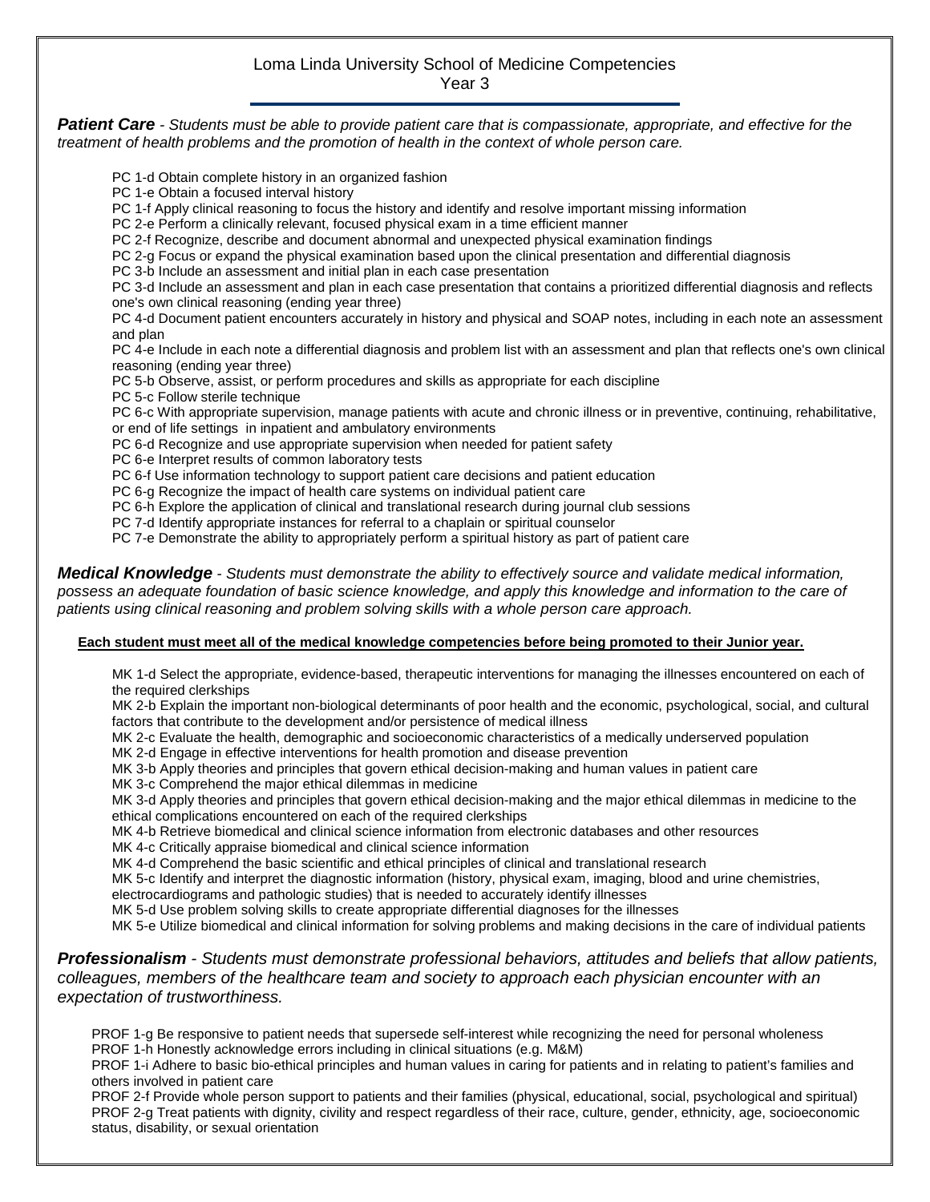# Loma Linda University School of Medicine Competencies

## Year 3

***Patient Care*** *- Students must be able to provide patient care that is compassionate, appropriate, and effective for the treatment of health problems and the promotion of health in the context of whole person care.*

PC 1-d Obtain complete history in an organized fashion
PC 1-e Obtain a focused interval history
PC 1-f Apply clinical reasoning to focus the history and identify and resolve important missing information
PC 2-e Perform a clinically relevant, focused physical exam in a time efficient manner
PC 2-f Recognize, describe and document abnormal and unexpected physical examination findings
PC 2-g Focus or expand the physical examination based upon the clinical presentation and differential diagnosis
PC 3-b Include an assessment and initial plan in each case presentation
PC 3-d Include an assessment and plan in each case presentation that contains a prioritized differential diagnosis and reflects one's own clinical reasoning (ending year three)
PC 4-d Document patient encounters accurately in history and physical and SOAP notes, including in each note an assessment and plan
PC 4-e Include in each note a differential diagnosis and problem list with an assessment and plan that reflects one's own clinical reasoning (ending year three)
PC 5-b Observe, assist, or perform procedures and skills as appropriate for each discipline
PC 5-c Follow sterile technique
PC 6-c With appropriate supervision, manage patients with acute and chronic illness or in preventive, continuing, rehabilitative, or end of life settings in inpatient and ambulatory environments
PC 6-d Recognize and use appropriate supervision when needed for patient safety
PC 6-e Interpret results of common laboratory tests
PC 6-f Use information technology to support patient care decisions and patient education
PC 6-g Recognize the impact of health care systems on individual patient care
PC 6-h Explore the application of clinical and translational research during journal club sessions
PC 7-d Identify appropriate instances for referral to a chaplain or spiritual counselor
PC 7-e Demonstrate the ability to appropriately perform a spiritual history as part of patient care

***Medical Knowledge*** *- Students must demonstrate the ability to effectively source and validate medical information, possess an adequate foundation of basic science knowledge, and apply this knowledge and information to the care of patients using clinical reasoning and problem solving skills with a whole person care approach.*

**Each student must meet all of the medical knowledge competencies before being promoted to their Junior year.**

MK 1-d Select the appropriate, evidence-based, therapeutic interventions for managing the illnesses encountered on each of the required clerkships
MK 2-b Explain the important non-biological determinants of poor health and the economic, psychological, social, and cultural factors that contribute to the development and/or persistence of medical illness
MK 2-c Evaluate the health, demographic and socioeconomic characteristics of a medically underserved population
MK 2-d Engage in effective interventions for health promotion and disease prevention
MK 3-b Apply theories and principles that govern ethical decision-making and human values in patient care
MK 3-c Comprehend the major ethical dilemmas in medicine
MK 3-d Apply theories and principles that govern ethical decision-making and the major ethical dilemmas in medicine to the ethical complications encountered on each of the required clerkships
MK 4-b Retrieve biomedical and clinical science information from electronic databases and other resources
MK 4-c Critically appraise biomedical and clinical science information
MK 4-d Comprehend the basic scientific and ethical principles of clinical and translational research
MK 5-c Identify and interpret the diagnostic information (history, physical exam, imaging, blood and urine chemistries, electrocardiograms and pathologic studies) that is needed to accurately identify illnesses
MK 5-d Use problem solving skills to create appropriate differential diagnoses for the illnesses
MK 5-e Utilize biomedical and clinical information for solving problems and making decisions in the care of individual patients

***Professionalism*** *- Students must demonstrate professional behaviors, attitudes and beliefs that allow patients, colleagues, members of the healthcare team and society to approach each physician encounter with an expectation of trustworthiness.*

PROF 1-g Be responsive to patient needs that supersede self-interest while recognizing the need for personal wholeness
PROF 1-h Honestly acknowledge errors including in clinical situations (e.g. M&M)
PROF 1-i Adhere to basic bio-ethical principles and human values in caring for patients and in relating to patient's families and others involved in patient care
PROF 2-f Provide whole person support to patients and their families (physical, educational, social, psychological and spiritual)
PROF 2-g Treat patients with dignity, civility and respect regardless of their race, culture, gender, ethnicity, age, socioeconomic status, disability, or sexual orientation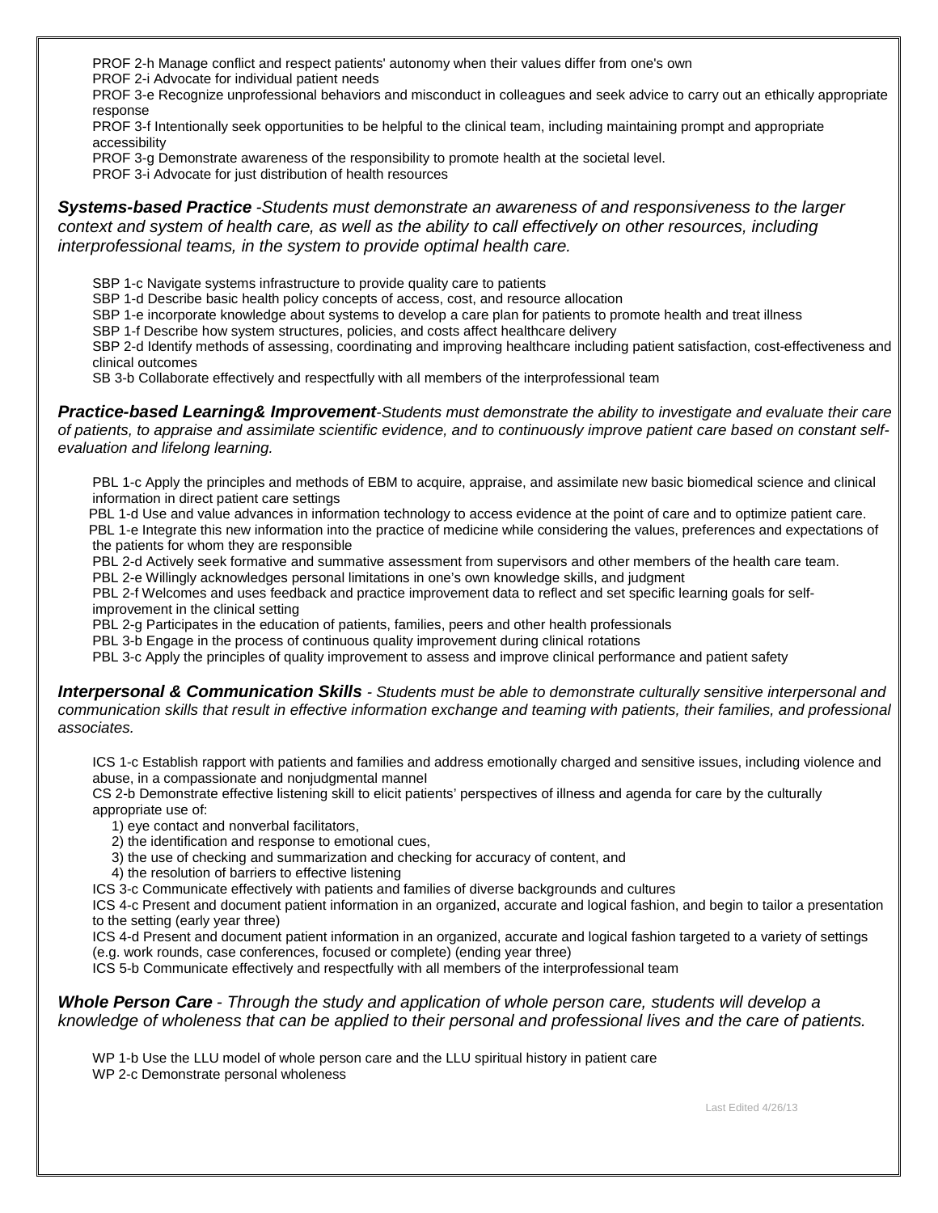PROF 2-h Manage conflict and respect patients' autonomy when their values differ from one's own
PROF 2-i Advocate for individual patient needs
PROF 3-e Recognize unprofessional behaviors and misconduct in colleagues and seek advice to carry out an ethically appropriate response
PROF 3-f Intentionally seek opportunities to be helpful to the clinical team, including maintaining prompt and appropriate accessibility
PROF 3-g Demonstrate awareness of the responsibility to promote health at the societal level.
PROF 3-i Advocate for just distribution of health resources

***Systems-based Practice*** *-Students must demonstrate an awareness of and responsiveness to the larger context and system of health care, as well as the ability to call effectively on other resources, including interprofessional teams, in the system to provide optimal health care.*

SBP 1-c Navigate systems infrastructure to provide quality care to patients
SBP 1-d Describe basic health policy concepts of access, cost, and resource allocation
SBP 1-e incorporate knowledge about systems to develop a care plan for patients to promote health and treat illness
SBP 1-f Describe how system structures, policies, and costs affect healthcare delivery
SBP 2-d Identify methods of assessing, coordinating and improving healthcare including patient satisfaction, cost-effectiveness and clinical outcomes
SB 3-b Collaborate effectively and respectfully with all members of the interprofessional team

***Practice-based Learning& Improvement****-Students must demonstrate the ability to investigate and evaluate their care of patients, to appraise and assimilate scientific evidence, and to continuously improve patient care based on constant self-evaluation and lifelong learning.*

PBL 1-c Apply the principles and methods of EBM to acquire, appraise, and assimilate new basic biomedical science and clinical information in direct patient care settings
PBL 1-d Use and value advances in information technology to access evidence at the point of care and to optimize patient care.
PBL 1-e Integrate this new information into the practice of medicine while considering the values, preferences and expectations of the patients for whom they are responsible
PBL 2-d Actively seek formative and summative assessment from supervisors and other members of the health care team.
PBL 2-e Willingly acknowledges personal limitations in one's own knowledge skills, and judgment
PBL 2-f Welcomes and uses feedback and practice improvement data to reflect and set specific learning goals for self-improvement in the clinical setting
PBL 2-g Participates in the education of patients, families, peers and other health professionals
PBL 3-b Engage in the process of continuous quality improvement during clinical rotations
PBL 3-c Apply the principles of quality improvement to assess and improve clinical performance and patient safety

***Interpersonal & Communication Skills*** *- Students must be able to demonstrate culturally sensitive interpersonal and communication skills that result in effective information exchange and teaming with patients, their families, and professional associates.*

ICS 1-c Establish rapport with patients and families and address emotionally charged and sensitive issues, including violence and abuse, in a compassionate and nonjudgmental mannel
CS 2-b Demonstrate effective listening skill to elicit patients' perspectives of illness and agenda for care by the culturally appropriate use of:
1) eye contact and nonverbal facilitators,
2) the identification and response to emotional cues,
3) the use of checking and summarization and checking for accuracy of content, and
4) the resolution of barriers to effective listening
ICS 3-c Communicate effectively with patients and families of diverse backgrounds and cultures
ICS 4-c Present and document patient information in an organized, accurate and logical fashion, and begin to tailor a presentation to the setting (early year three)
ICS 4-d Present and document patient information in an organized, accurate and logical fashion targeted to a variety of settings (e.g. work rounds, case conferences, focused or complete) (ending year three)
ICS 5-b Communicate effectively and respectfully with all members of the interprofessional team

***Whole Person Care*** *- Through the study and application of whole person care, students will develop a knowledge of wholeness that can be applied to their personal and professional lives and the care of patients.*

WP 1-b Use the LLU model of whole person care and the LLU spiritual history in patient care
WP 2-c Demonstrate personal wholeness

Last Edited 4/26/13